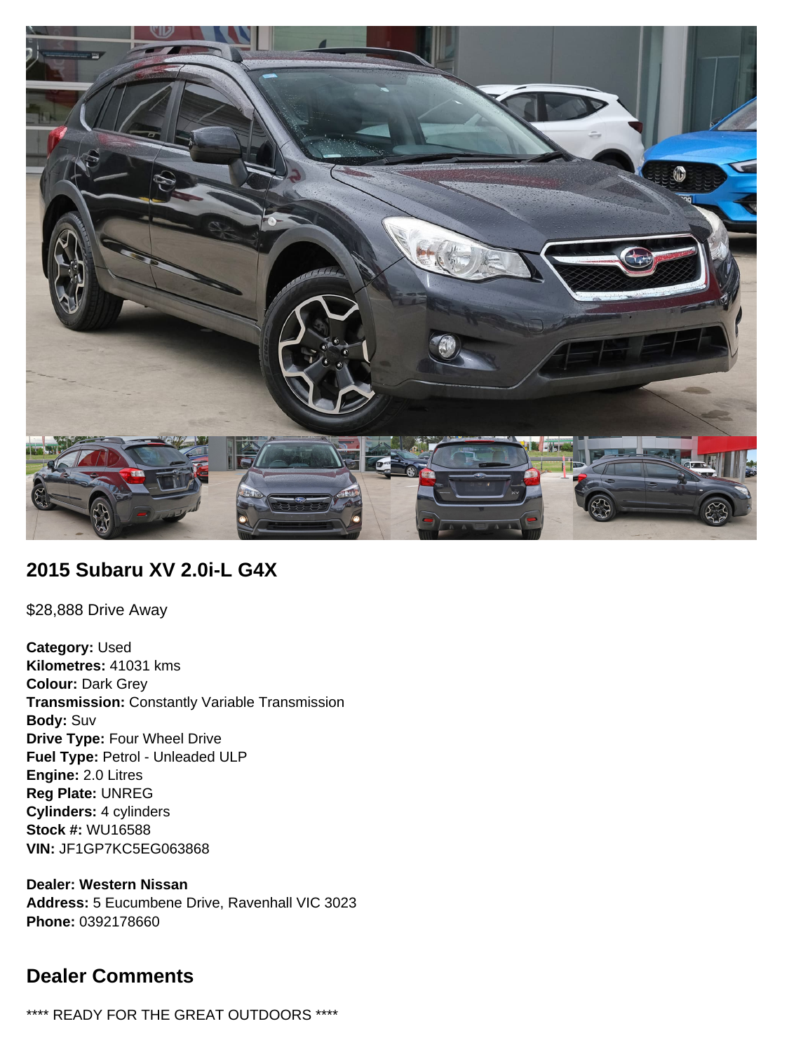## 2015 Subaru XV 2.0i-L G4X

$28,888 Drive Away

**Category:** Used
**Kilometres:** 41031 kms
**Colour:** Dark Grey
**Transmission:** Constantly Variable Transmission
**Body:** Suv
**Drive Type:** Four Wheel Drive
**Fuel Type:** Petrol - Unleaded ULP
**Engine:** 2.0 Litres
**Reg Plate:** UNREG
**Cylinders:** 4 cylinders
**Stock #:** WU16588
**VIN:** JF1GP7KC5EG063868

**Dealer: Western Nissan**
**Address:** 5 Eucumbene Drive, Ravenhall VIC 3023
**Phone:** 0392178660

## Dealer Comments

**** READY FOR THE GREAT OUTDOORS ****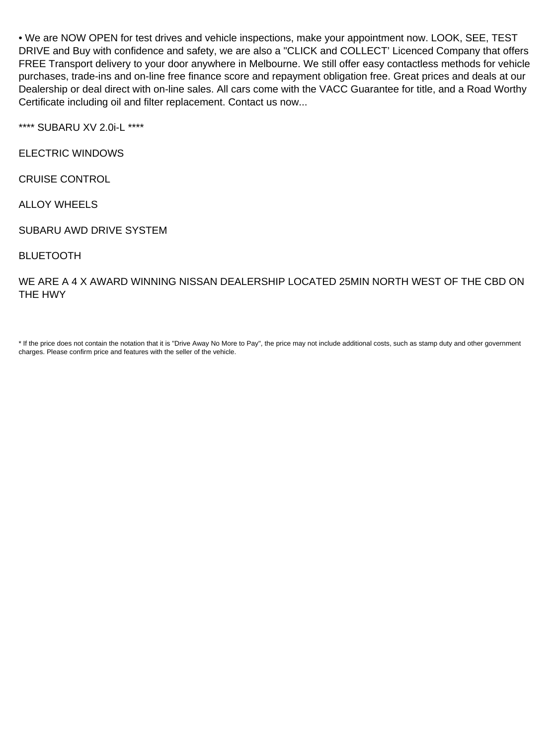• We are NOW OPEN for test drives and vehicle inspections, make your appointment now. LOOK, SEE, TEST DRIVE and Buy with confidence and safety, we are also a "CLICK and COLLECT' Licenced Company that offers FREE Transport delivery to your door anywhere in Melbourne. We still offer easy contactless methods for vehicle purchases, trade-ins and on-line free finance score and repayment obligation free. Great prices and deals at our Dealership or deal direct with on-line sales. All cars come with the VACC Guarantee for title, and a Road Worthy Certificate including oil and filter replacement. Contact us now...

**** SUBARU XV 2.0i-L ****

ELECTRIC WINDOWS

CRUISE CONTROL

ALLOY WHEELS

SUBARU AWD DRIVE SYSTEM

BLUETOOTH

WE ARE A 4 X AWARD WINNING NISSAN DEALERSHIP LOCATED 25MIN NORTH WEST OF THE CBD ON THE HWY

* If the price does not contain the notation that it is "Drive Away No More to Pay", the price may not include additional costs, such as stamp duty and other government charges. Please confirm price and features with the seller of the vehicle.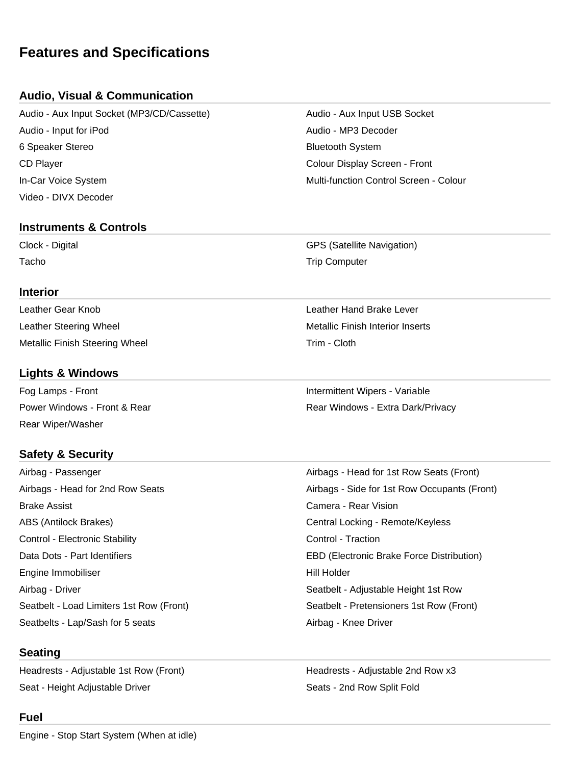# Features and Specifications

## Audio, Visual & Communication

- Audio - Aux Input Socket (MP3/CD/Cassette)
- Audio - Aux Input USB Socket
- Audio - Input for iPod
- Audio - MP3 Decoder
- 6 Speaker Stereo
- Bluetooth System
- CD Player
- Colour Display Screen - Front
- In-Car Voice System
- Multi-function Control Screen - Colour
- Video - DIVX Decoder

## Instruments & Controls

- Clock - Digital
- GPS (Satellite Navigation)
- Tacho
- Trip Computer

## Interior

- Leather Gear Knob
- Leather Hand Brake Lever
- Leather Steering Wheel
- Metallic Finish Interior Inserts
- Metallic Finish Steering Wheel
- Trim - Cloth

## Lights & Windows

- Fog Lamps - Front
- Intermittent Wipers - Variable
- Power Windows - Front & Rear
- Rear Windows - Extra Dark/Privacy
- Rear Wiper/Washer

## Safety & Security

- Airbag - Passenger
- Airbags - Head for 1st Row Seats (Front)
- Airbags - Head for 2nd Row Seats
- Airbags - Side for 1st Row Occupants (Front)
- Brake Assist
- Camera - Rear Vision
- ABS (Antilock Brakes)
- Central Locking - Remote/Keyless
- Control - Electronic Stability
- Control - Traction
- Data Dots - Part Identifiers
- EBD (Electronic Brake Force Distribution)
- Engine Immobiliser
- Hill Holder
- Airbag - Driver
- Seatbelt - Adjustable Height 1st Row
- Seatbelt - Load Limiters 1st Row (Front)
- Seatbelt - Pretensioners 1st Row (Front)
- Seatbelts - Lap/Sash for 5 seats
- Airbag - Knee Driver

## Seating

- Headrests - Adjustable 1st Row (Front)
- Headrests - Adjustable 2nd Row x3
- Seat - Height Adjustable Driver
- Seats - 2nd Row Split Fold

## Fuel

- Engine - Stop Start System (When at idle)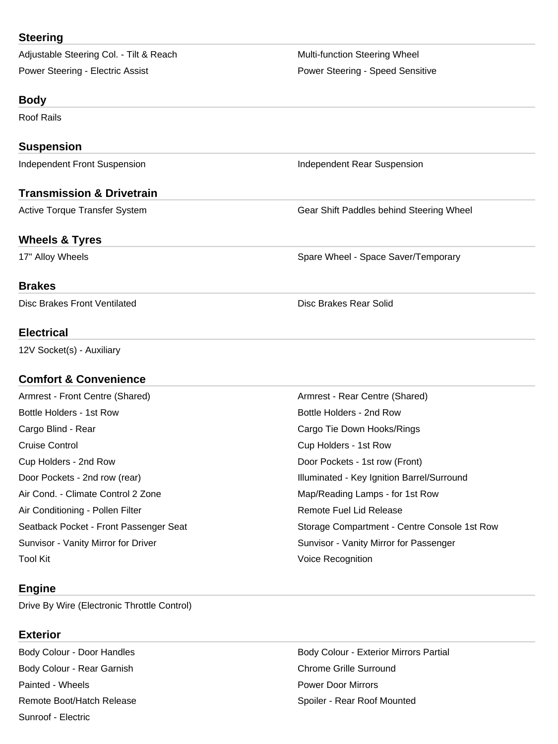## Steering

- Adjustable Steering Col. - Tilt & Reach
- Multi-function Steering Wheel
- Power Steering - Electric Assist
- Power Steering - Speed Sensitive

## Body

- Roof Rails

## Suspension

- Independent Front Suspension
- Independent Rear Suspension

## Transmission & Drivetrain

- Active Torque Transfer System
- Gear Shift Paddles behind Steering Wheel

## Wheels & Tyres

- 17" Alloy Wheels
- Spare Wheel - Space Saver/Temporary

## Brakes

- Disc Brakes Front Ventilated
- Disc Brakes Rear Solid

## Electrical

- 12V Socket(s) - Auxiliary

## Comfort & Convenience

- Armrest - Front Centre (Shared)
- Armrest - Rear Centre (Shared)
- Bottle Holders - 1st Row
- Bottle Holders - 2nd Row
- Cargo Blind - Rear
- Cargo Tie Down Hooks/Rings
- Cruise Control
- Cup Holders - 1st Row
- Cup Holders - 2nd Row
- Door Pockets - 1st row (Front)
- Door Pockets - 2nd row (rear)
- Illuminated - Key Ignition Barrel/Surround
- Air Cond. - Climate Control 2 Zone
- Map/Reading Lamps - for 1st Row
- Air Conditioning - Pollen Filter
- Remote Fuel Lid Release
- Seatback Pocket - Front Passenger Seat
- Storage Compartment - Centre Console 1st Row
- Sunvisor - Vanity Mirror for Driver
- Sunvisor - Vanity Mirror for Passenger
- Tool Kit
- Voice Recognition

## Engine

- Drive By Wire (Electronic Throttle Control)

## Exterior

- Body Colour - Door Handles
- Body Colour - Exterior Mirrors Partial
- Body Colour - Rear Garnish
- Chrome Grille Surround
- Painted - Wheels
- Power Door Mirrors
- Remote Boot/Hatch Release
- Spoiler - Rear Roof Mounted
- Sunroof - Electric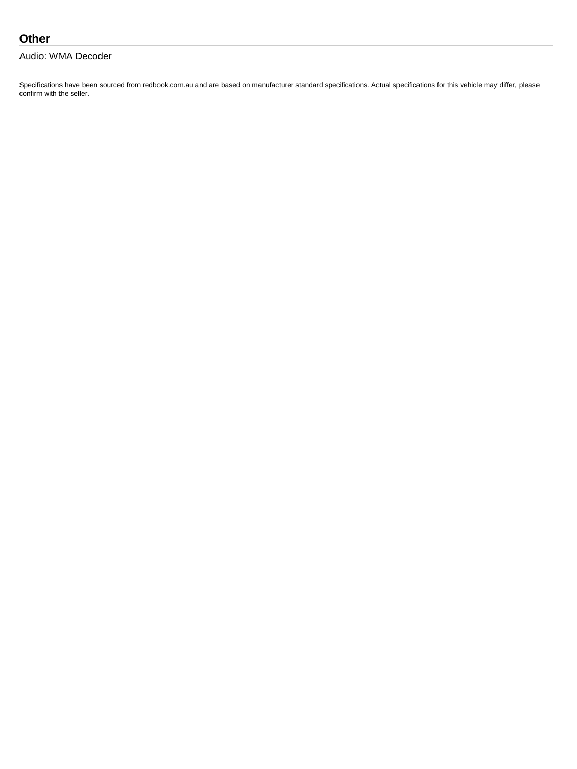## Other

Audio: WMA Decoder

Specifications have been sourced from redbook.com.au and are based on manufacturer standard specifications. Actual specifications for this vehicle may differ, please confirm with the seller.